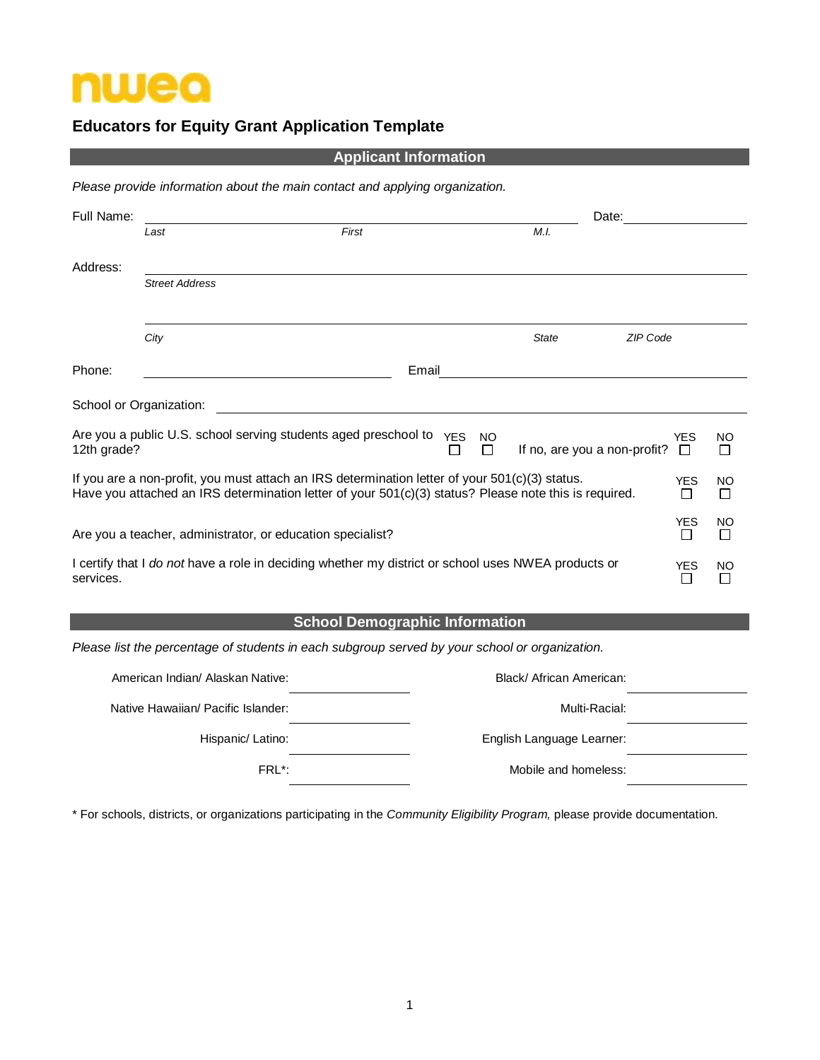nwea

# Educators for Equity Grant Application Template

## Applicant Information

*Please provide information about the main contact and applying organization.*

Full Name: ______________________________ Date: ____________

*Last* *First* *M.I.*

Address: ______________________________

*Street Address*

______________________________

*City* *State* *ZIP Code*

Phone: ____________________ Email ____________________

School or Organization: ______________________________

Are you a public U.S. school serving students aged preschool to 12th grade? YES ☐ NO ☐ If no, are you a non-profit? YES ☐ NO ☐

If you are a non-profit, you must attach an IRS determination letter of your 501(c)(3) status. Have you attached an IRS determination letter of your 501(c)(3) status? Please note this is required. YES ☐ NO ☐

Are you a teacher, administrator, or education specialist? YES ☐ NO ☐

I certify that I *do not* have a role in deciding whether my district or school uses NWEA products or services. YES ☐ NO ☐

## School Demographic Information

*Please list the percentage of students in each subgroup served by your school or organization.*

| | | | |
|---|---|---|---|
| American Indian/ Alaskan Native: | | Black/ African American: | |
| Native Hawaiian/ Pacific Islander: | | Multi-Racial: | |
| Hispanic/ Latino: | | English Language Learner: | |
| FRL*: | | Mobile and homeless: | |

* For schools, districts, or organizations participating in the *Community Eligibility Program,* please provide documentation.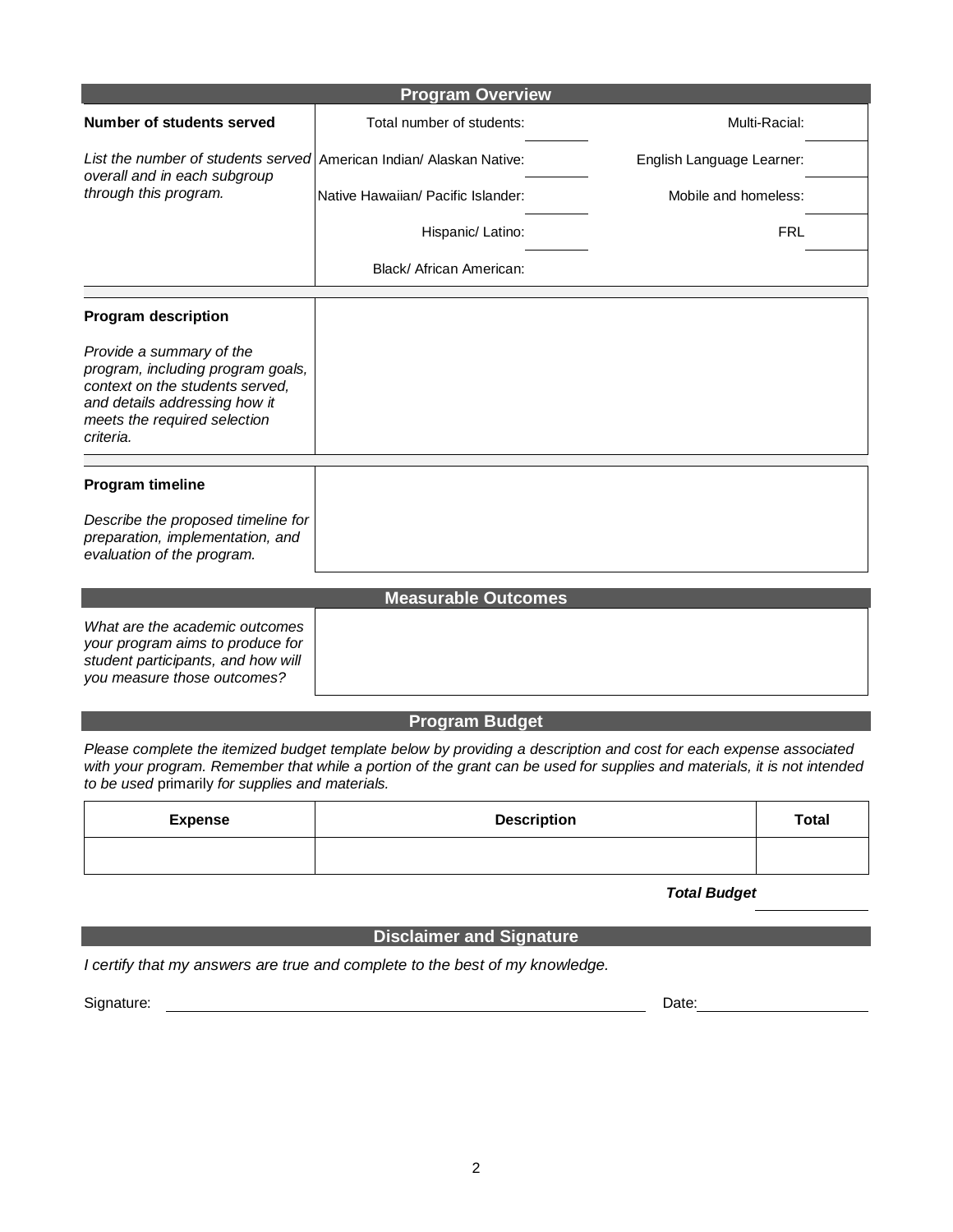## Program Overview

| | | | | |
|---|---|---|---|---|
| **Number of students served**<br><br>*List the number of students served overall and in each subgroup through this program.* | Total number of students: | | Multi-Racial: | |
| | American Indian/ Alaskan Native: | | English Language Learner: | |
| | Native Hawaiian/ Pacific Islander: | | Mobile and homeless: | |
| | Hispanic/ Latino: | | FRL | |
| | Black/ African American: | | | |

| | |
|---|---|
| **Program description**<br><br>*Provide a summary of the program, including program goals, context on the students served, and details addressing how it meets the required selection criteria.* | |

| | |
|---|---|
| **Program timeline**<br><br>*Describe the proposed timeline for preparation, implementation, and evaluation of the program.* | |

## Measurable Outcomes

| | |
|---|---|
| *What are the academic outcomes your program aims to produce for student participants, and how will you measure those outcomes?* | |

## Program Budget

*Please complete the itemized budget template below by providing a description and cost for each expense associated with your program. Remember that while a portion of the grant can be used for supplies and materials, it is not intended to be used* primarily *for supplies and materials.*

| Expense | Description | Total |
|---|---|---|
| | | |

***Total Budget*** ____________

## Disclaimer and Signature

*I certify that my answers are true and complete to the best of my knowledge.*

Signature: ______________________________ Date: ____________________